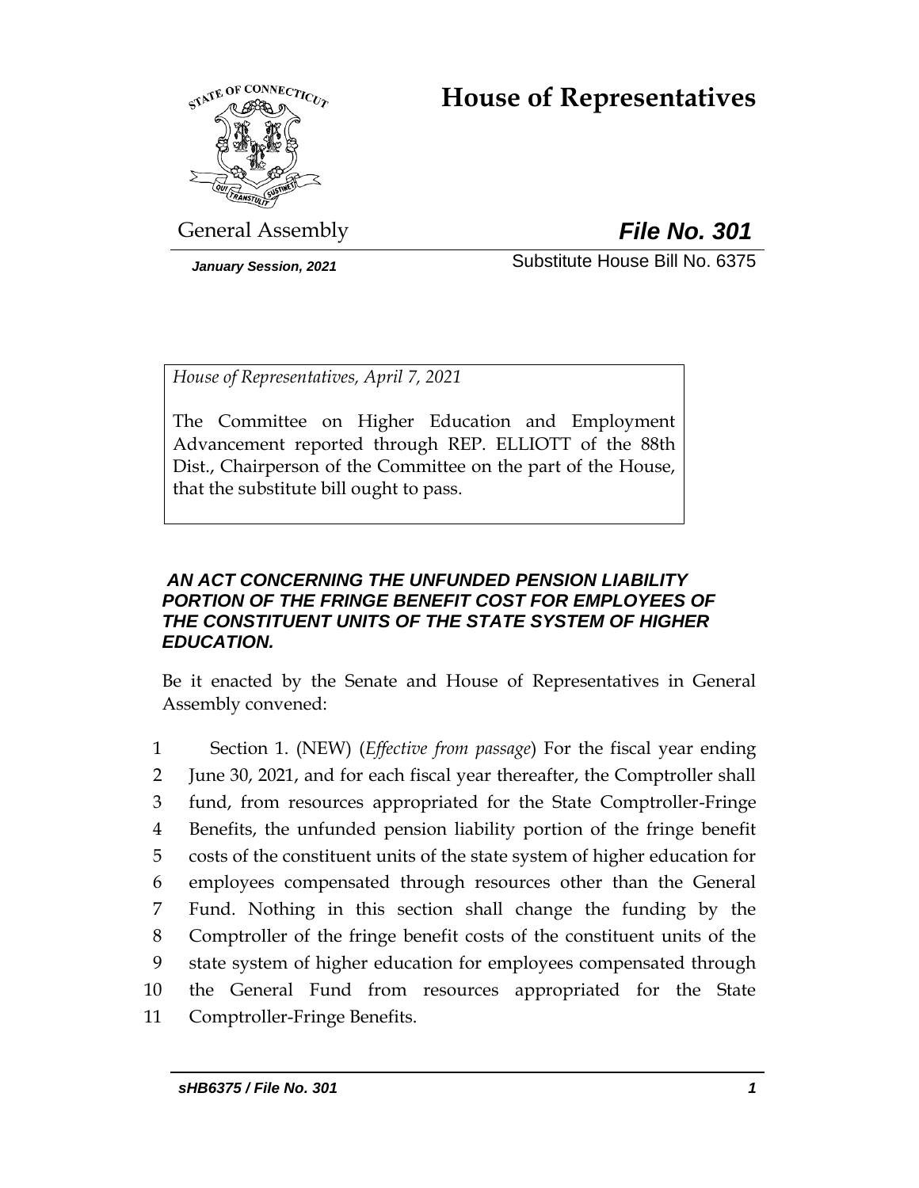# House of Representatives

General Assembly **_File No. 301_**

_**January Session, 2021**_ Substitute House Bill No. 6375

*House of Representatives, April 7, 2021*

The Committee on Higher Education and Employment Advancement reported through REP. ELLIOTT of the 88th Dist., Chairperson of the Committee on the part of the House, that the substitute bill ought to pass.

### _AN ACT CONCERNING THE UNFUNDED PENSION LIABILITY PORTION OF THE FRINGE BENEFIT COST FOR EMPLOYEES OF THE CONSTITUENT UNITS OF THE STATE SYSTEM OF HIGHER EDUCATION._

Be it enacted by the Senate and House of Representatives in General Assembly convened:

1 Section 1. (NEW) (*Effective from passage*) For the fiscal year ending
2 June 30, 2021, and for each fiscal year thereafter, the Comptroller shall
3 fund, from resources appropriated for the State Comptroller-Fringe
4 Benefits, the unfunded pension liability portion of the fringe benefit
5 costs of the constituent units of the state system of higher education for
6 employees compensated through resources other than the General
7 Fund. Nothing in this section shall change the funding by the
8 Comptroller of the fringe benefit costs of the constituent units of the
9 state system of higher education for employees compensated through
10 the General Fund from resources appropriated for the State
11 Comptroller-Fringe Benefits.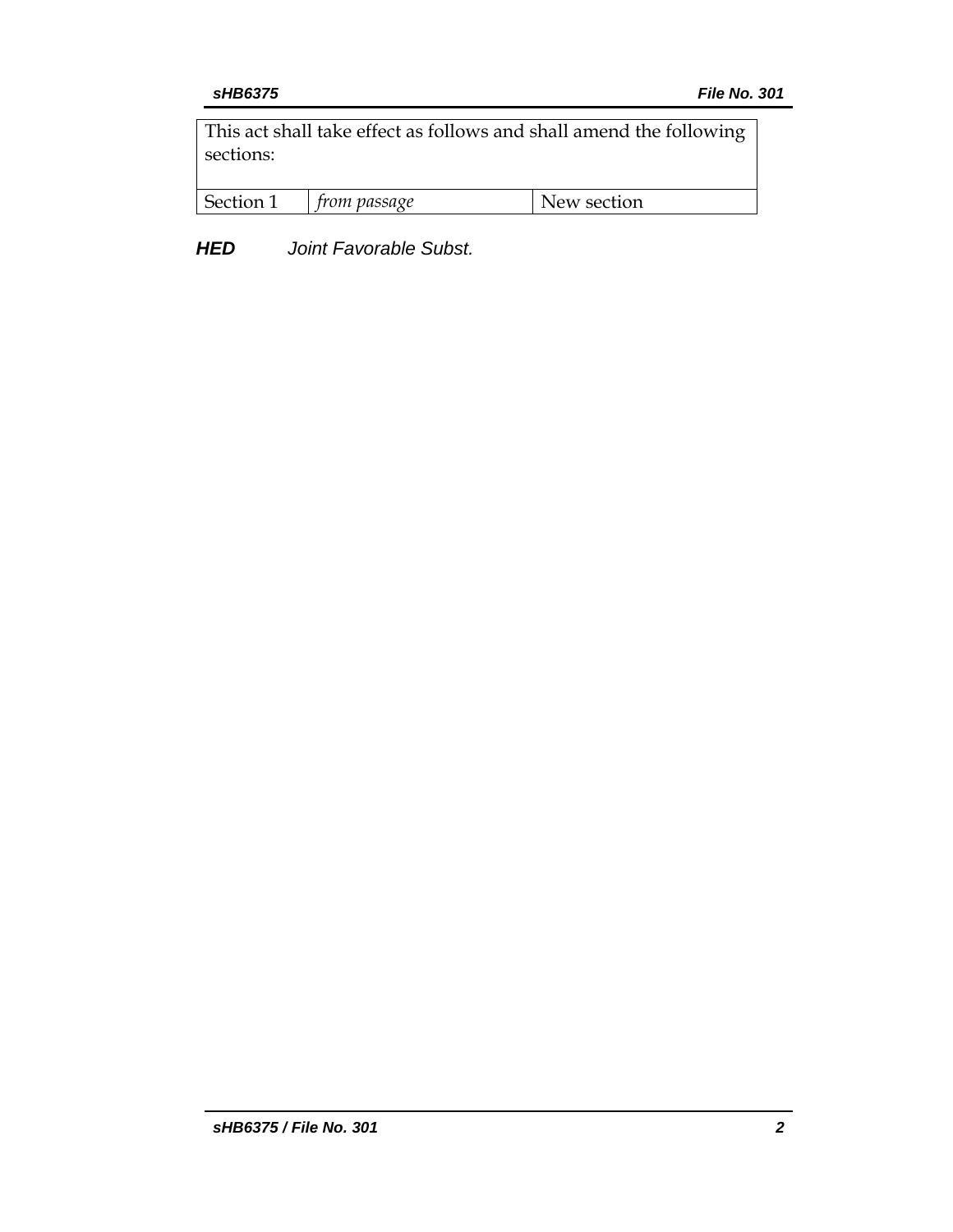| This act shall take effect as follows and shall amend the following sections: | | |
|---|---|---|
| Section 1 | *from passage* | New section |

***HED*** *Joint Favorable Subst.*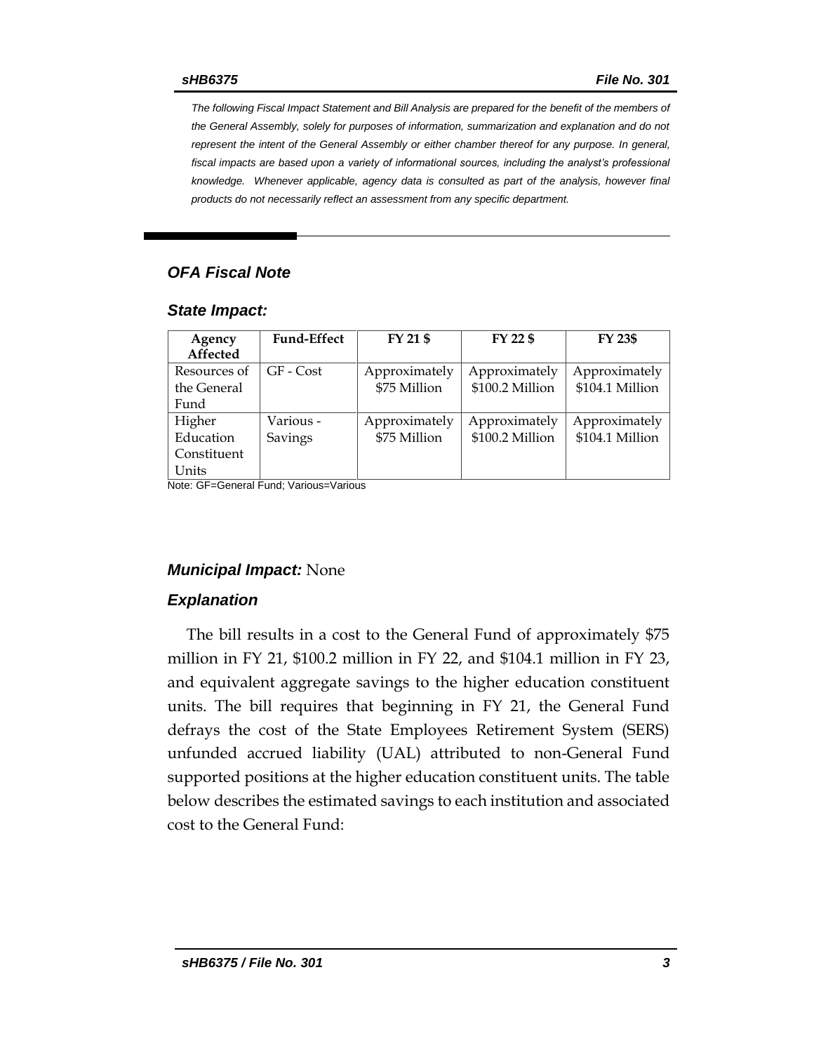*The following Fiscal Impact Statement and Bill Analysis are prepared for the benefit of the members of the General Assembly, solely for purposes of information, summarization and explanation and do not represent the intent of the General Assembly or either chamber thereof for any purpose. In general, fiscal impacts are based upon a variety of informational sources, including the analyst's professional knowledge. Whenever applicable, agency data is consulted as part of the analysis, however final products do not necessarily reflect an assessment from any specific department.*

## *OFA Fiscal Note*

### *State Impact:*

| Agency Affected | Fund-Effect | FY 21 $ | FY 22 $ | FY 23$ |
|---|---|---|---|---|
| Resources of the General Fund | GF - Cost | Approximately $75 Million | Approximately $100.2 Million | Approximately $104.1 Million |
| Higher Education Constituent Units | Various - Savings | Approximately $75 Million | Approximately $100.2 Million | Approximately $104.1 Million |

Note: GF=General Fund; Various=Various

***Municipal Impact:*** None

### *Explanation*

The bill results in a cost to the General Fund of approximately $75 million in FY 21, $100.2 million in FY 22, and $104.1 million in FY 23, and equivalent aggregate savings to the higher education constituent units. The bill requires that beginning in FY 21, the General Fund defrays the cost of the State Employees Retirement System (SERS) unfunded accrued liability (UAL) attributed to non-General Fund supported positions at the higher education constituent units. The table below describes the estimated savings to each institution and associated cost to the General Fund: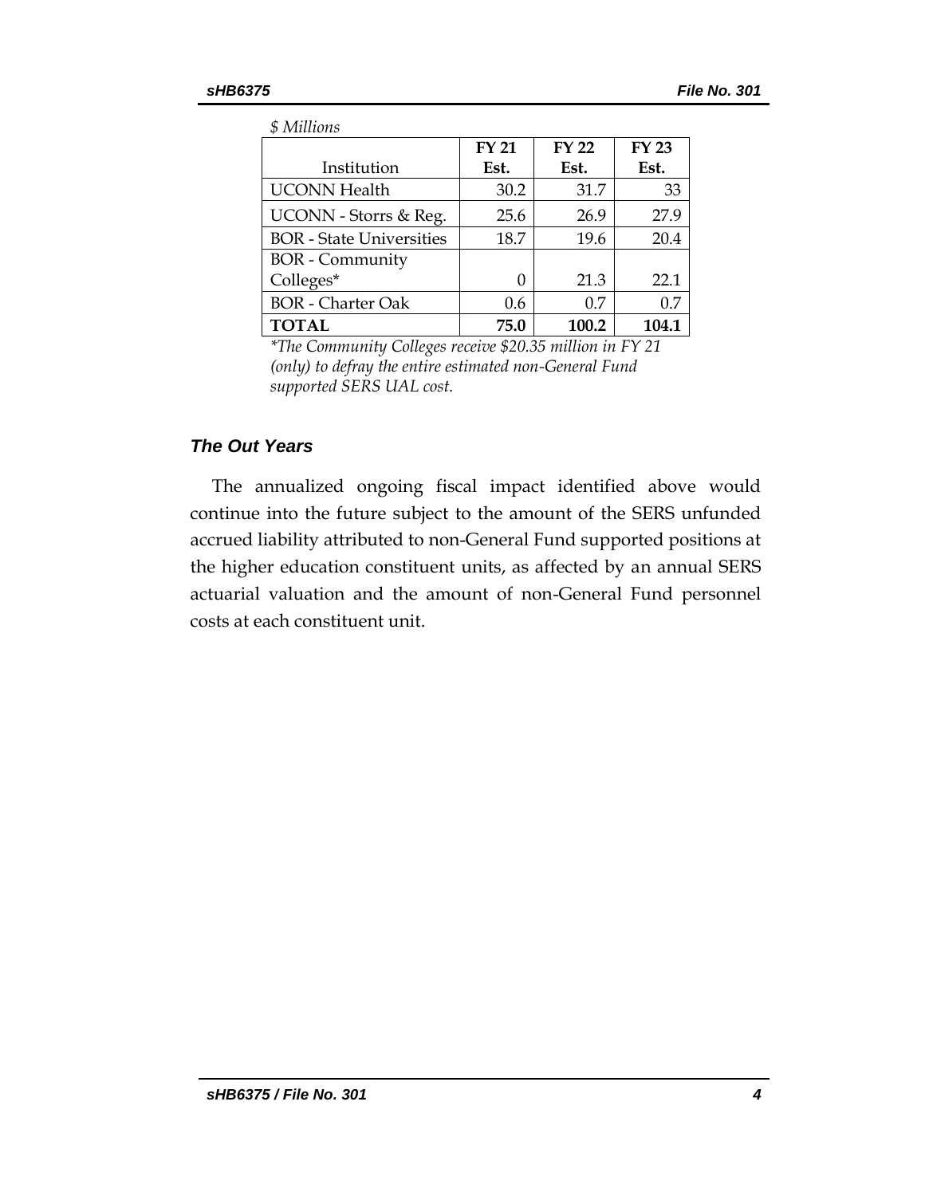*$ Millions*

| Institution | FY 21 Est. | FY 22 Est. | FY 23 Est. |
|---|---|---|---|
| UCONN Health | 30.2 | 31.7 | 33 |
| UCONN - Storrs & Reg. | 25.6 | 26.9 | 27.9 |
| BOR - State Universities | 18.7 | 19.6 | 20.4 |
| BOR - Community Colleges* | 0 | 21.3 | 22.1 |
| BOR - Charter Oak | 0.6 | 0.7 | 0.7 |
| **TOTAL** | **75.0** | **100.2** | **104.1** |

*\*The Community Colleges receive $20.35 million in FY 21 (only) to defray the entire estimated non-General Fund supported SERS UAL cost.*

### *The Out Years*

The annualized ongoing fiscal impact identified above would continue into the future subject to the amount of the SERS unfunded accrued liability attributed to non-General Fund supported positions at the higher education constituent units, as affected by an annual SERS actuarial valuation and the amount of non-General Fund personnel costs at each constituent unit.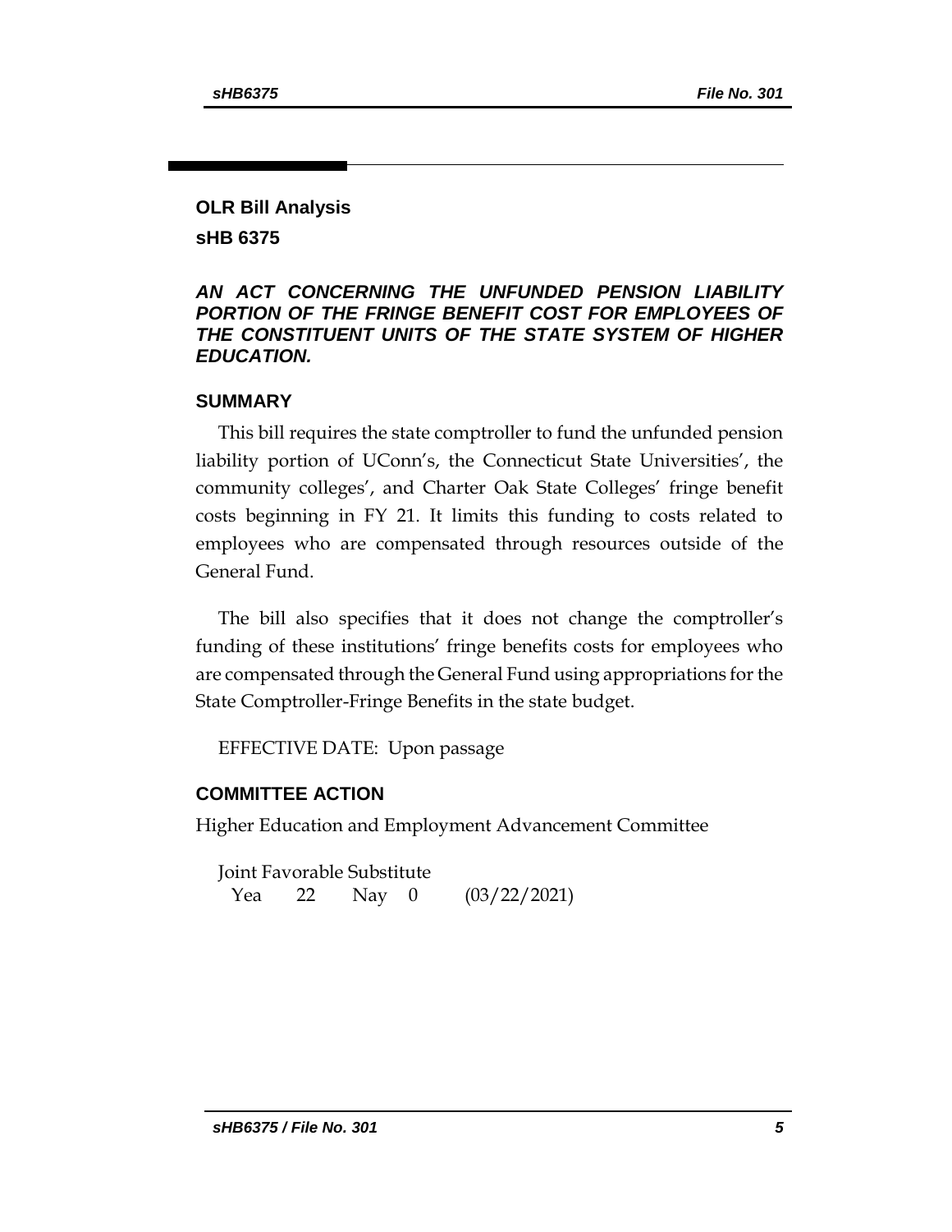## OLR Bill Analysis

**sHB 6375**

***AN ACT CONCERNING THE UNFUNDED PENSION LIABILITY PORTION OF THE FRINGE BENEFIT COST FOR EMPLOYEES OF THE CONSTITUENT UNITS OF THE STATE SYSTEM OF HIGHER EDUCATION.***

### SUMMARY

This bill requires the state comptroller to fund the unfunded pension liability portion of UConn's, the Connecticut State Universities', the community colleges', and Charter Oak State Colleges' fringe benefit costs beginning in FY 21. It limits this funding to costs related to employees who are compensated through resources outside of the General Fund.

The bill also specifies that it does not change the comptroller's funding of these institutions' fringe benefits costs for employees who are compensated through the General Fund using appropriations for the State Comptroller-Fringe Benefits in the state budget.

EFFECTIVE DATE: Upon passage

### COMMITTEE ACTION

Higher Education and Employment Advancement Committee

Joint Favorable Substitute

| | | | | |
|---|---|---|---|---|
| Yea | 22 | Nay | 0 | (03/22/2021) |